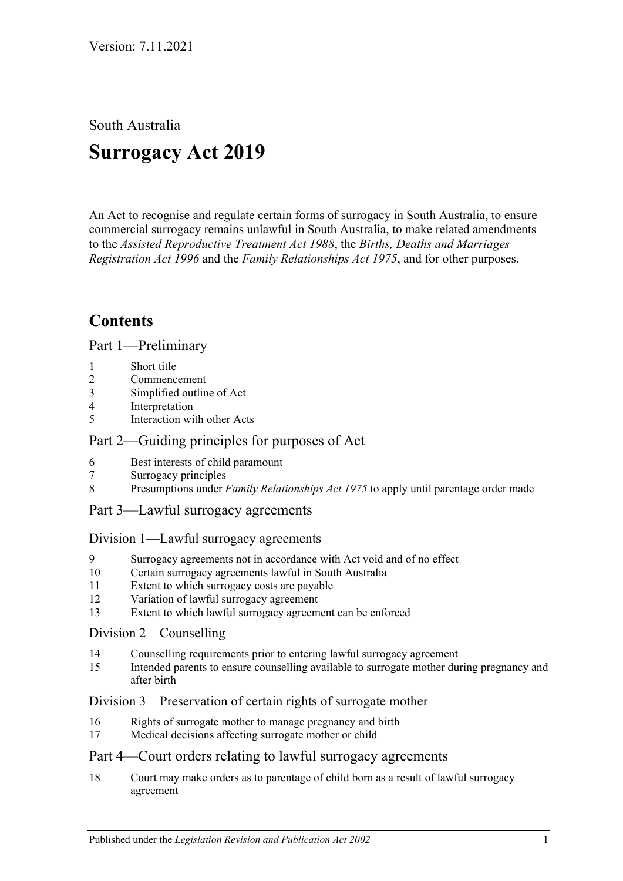Version: 7.11.2021

South Australia

# Surrogacy Act 2019

An Act to recognise and regulate certain forms of surrogacy in South Australia, to ensure commercial surrogacy remains unlawful in South Australia, to make related amendments to the *Assisted Reproductive Treatment Act 1988*, the *Births, Deaths and Marriages Registration Act 1996* and the *Family Relationships Act 1975*, and for other purposes.

---

## Contents

### Part 1—Preliminary

1 Short title
2 Commencement
3 Simplified outline of Act
4 Interpretation
5 Interaction with other Acts

### Part 2—Guiding principles for purposes of Act

6 Best interests of child paramount
7 Surrogacy principles
8 Presumptions under *Family Relationships Act 1975* to apply until parentage order made

### Part 3—Lawful surrogacy agreements

#### Division 1—Lawful surrogacy agreements

9 Surrogacy agreements not in accordance with Act void and of no effect
10 Certain surrogacy agreements lawful in South Australia
11 Extent to which surrogacy costs are payable
12 Variation of lawful surrogacy agreement
13 Extent to which lawful surrogacy agreement can be enforced

#### Division 2—Counselling

14 Counselling requirements prior to entering lawful surrogacy agreement
15 Intended parents to ensure counselling available to surrogate mother during pregnancy and after birth

#### Division 3—Preservation of certain rights of surrogate mother

16 Rights of surrogate mother to manage pregnancy and birth
17 Medical decisions affecting surrogate mother or child

### Part 4—Court orders relating to lawful surrogacy agreements

18 Court may make orders as to parentage of child born as a result of lawful surrogacy agreement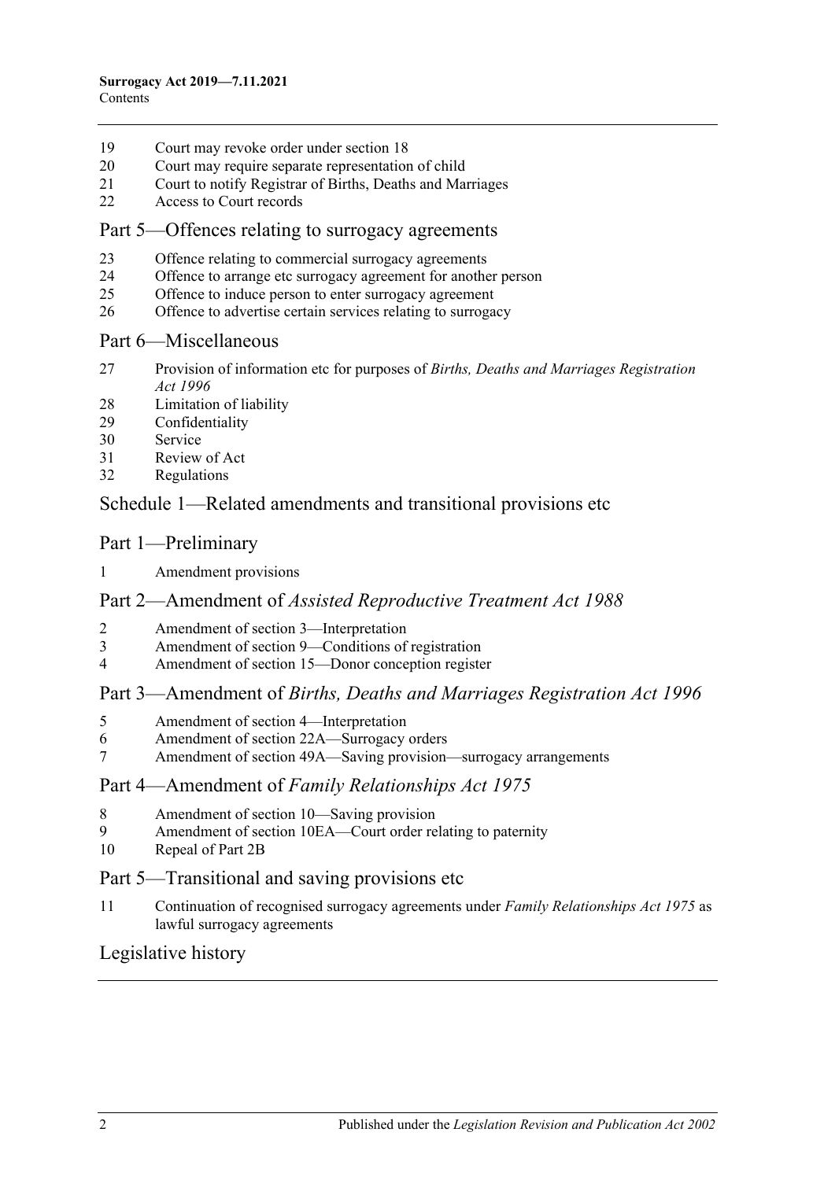19 Court may revoke order under section 18
20 Court may require separate representation of child
21 Court to notify Registrar of Births, Deaths and Marriages
22 Access to Court records

## Part 5—Offences relating to surrogacy agreements

23 Offence relating to commercial surrogacy agreements
24 Offence to arrange etc surrogacy agreement for another person
25 Offence to induce person to enter surrogacy agreement
26 Offence to advertise certain services relating to surrogacy

## Part 6—Miscellaneous

27 Provision of information etc for purposes of *Births, Deaths and Marriages Registration Act 1996*
28 Limitation of liability
29 Confidentiality
30 Service
31 Review of Act
32 Regulations

## Schedule 1—Related amendments and transitional provisions etc

## Part 1—Preliminary

1 Amendment provisions

## Part 2—Amendment of *Assisted Reproductive Treatment Act 1988*

2 Amendment of section 3—Interpretation
3 Amendment of section 9—Conditions of registration
4 Amendment of section 15—Donor conception register

## Part 3—Amendment of *Births, Deaths and Marriages Registration Act 1996*

5 Amendment of section 4—Interpretation
6 Amendment of section 22A—Surrogacy orders
7 Amendment of section 49A—Saving provision—surrogacy arrangements

## Part 4—Amendment of *Family Relationships Act 1975*

8 Amendment of section 10—Saving provision
9 Amendment of section 10EA—Court order relating to paternity
10 Repeal of Part 2B

## Part 5—Transitional and saving provisions etc

11 Continuation of recognised surrogacy agreements under *Family Relationships Act 1975* as lawful surrogacy agreements

## Legislative history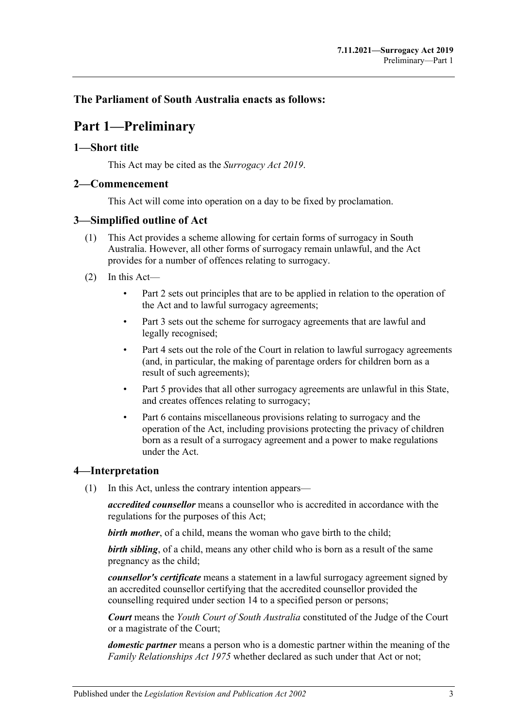**The Parliament of South Australia enacts as follows:**

# Part 1—Preliminary

## 1—Short title

This Act may be cited as the *Surrogacy Act 2019*.

## 2—Commencement

This Act will come into operation on a day to be fixed by proclamation.

## 3—Simplified outline of Act

(1) This Act provides a scheme allowing for certain forms of surrogacy in South Australia. However, all other forms of surrogacy remain unlawful, and the Act provides for a number of offences relating to surrogacy.

(2) In this Act—

- Part 2 sets out principles that are to be applied in relation to the operation of the Act and to lawful surrogacy agreements;
- Part 3 sets out the scheme for surrogacy agreements that are lawful and legally recognised;
- Part 4 sets out the role of the Court in relation to lawful surrogacy agreements (and, in particular, the making of parentage orders for children born as a result of such agreements);
- Part 5 provides that all other surrogacy agreements are unlawful in this State, and creates offences relating to surrogacy;
- Part 6 contains miscellaneous provisions relating to surrogacy and the operation of the Act, including provisions protecting the privacy of children born as a result of a surrogacy agreement and a power to make regulations under the Act.

## 4—Interpretation

(1) In this Act, unless the contrary intention appears—

***accredited counsellor*** means a counsellor who is accredited in accordance with the regulations for the purposes of this Act;

***birth mother***, of a child, means the woman who gave birth to the child;

***birth sibling***, of a child, means any other child who is born as a result of the same pregnancy as the child;

***counsellor's certificate*** means a statement in a lawful surrogacy agreement signed by an accredited counsellor certifying that the accredited counsellor provided the counselling required under section 14 to a specified person or persons;

***Court*** means the *Youth Court of South Australia* constituted of the Judge of the Court or a magistrate of the Court;

***domestic partner*** means a person who is a domestic partner within the meaning of the *Family Relationships Act 1975* whether declared as such under that Act or not;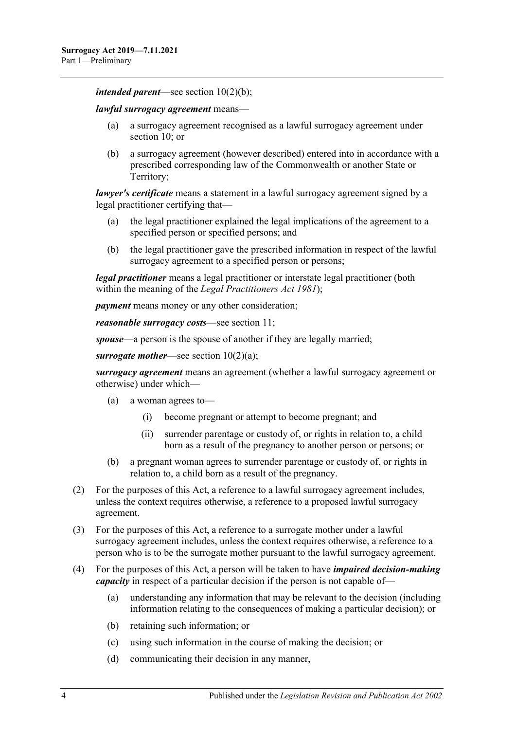***intended parent***—see section 10(2)(b);

***lawful surrogacy agreement*** means—

- (a) a surrogacy agreement recognised as a lawful surrogacy agreement under section 10; or
- (b) a surrogacy agreement (however described) entered into in accordance with a prescribed corresponding law of the Commonwealth or another State or Territory;

***lawyer's certificate*** means a statement in a lawful surrogacy agreement signed by a legal practitioner certifying that—

- (a) the legal practitioner explained the legal implications of the agreement to a specified person or specified persons; and
- (b) the legal practitioner gave the prescribed information in respect of the lawful surrogacy agreement to a specified person or persons;

***legal practitioner*** means a legal practitioner or interstate legal practitioner (both within the meaning of the *Legal Practitioners Act 1981*);

***payment*** means money or any other consideration;

***reasonable surrogacy costs***—see section 11;

***spouse***—a person is the spouse of another if they are legally married;

***surrogate mother***—see section 10(2)(a);

***surrogacy agreement*** means an agreement (whether a lawful surrogacy agreement or otherwise) under which—

- (a) a woman agrees to—
  - (i) become pregnant or attempt to become pregnant; and
  - (ii) surrender parentage or custody of, or rights in relation to, a child born as a result of the pregnancy to another person or persons; or
- (b) a pregnant woman agrees to surrender parentage or custody of, or rights in relation to, a child born as a result of the pregnancy.

(2) For the purposes of this Act, a reference to a lawful surrogacy agreement includes, unless the context requires otherwise, a reference to a proposed lawful surrogacy agreement.

(3) For the purposes of this Act, a reference to a surrogate mother under a lawful surrogacy agreement includes, unless the context requires otherwise, a reference to a person who is to be the surrogate mother pursuant to the lawful surrogacy agreement.

(4) For the purposes of this Act, a person will be taken to have ***impaired decision-making capacity*** in respect of a particular decision if the person is not capable of—

- (a) understanding any information that may be relevant to the decision (including information relating to the consequences of making a particular decision); or
- (b) retaining such information; or
- (c) using such information in the course of making the decision; or
- (d) communicating their decision in any manner,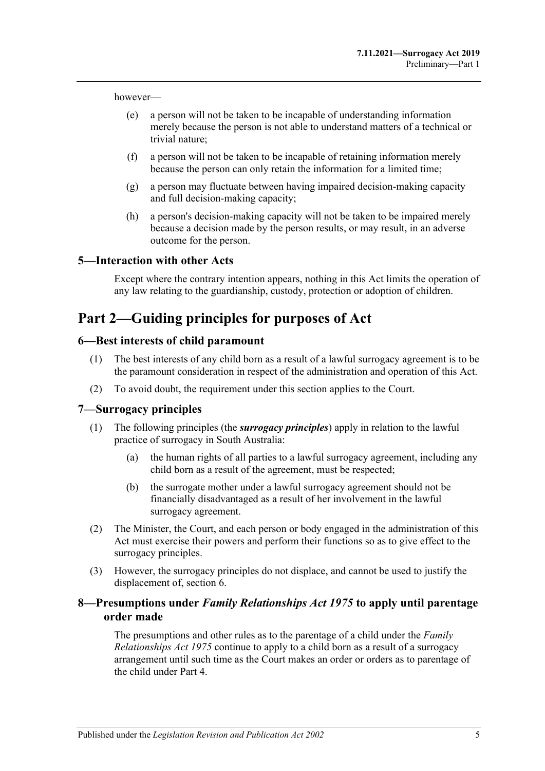however—

(e) a person will not be taken to be incapable of understanding information merely because the person is not able to understand matters of a technical or trivial nature;

(f) a person will not be taken to be incapable of retaining information merely because the person can only retain the information for a limited time;

(g) a person may fluctuate between having impaired decision-making capacity and full decision-making capacity;

(h) a person's decision-making capacity will not be taken to be impaired merely because a decision made by the person results, or may result, in an adverse outcome for the person.

### 5—Interaction with other Acts

Except where the contrary intention appears, nothing in this Act limits the operation of any law relating to the guardianship, custody, protection or adoption of children.

## Part 2—Guiding principles for purposes of Act

### 6—Best interests of child paramount

(1) The best interests of any child born as a result of a lawful surrogacy agreement is to be the paramount consideration in respect of the administration and operation of this Act.

(2) To avoid doubt, the requirement under this section applies to the Court.

### 7—Surrogacy principles

(1) The following principles (the ***surrogacy principles***) apply in relation to the lawful practice of surrogacy in South Australia:

(a) the human rights of all parties to a lawful surrogacy agreement, including any child born as a result of the agreement, must be respected;

(b) the surrogate mother under a lawful surrogacy agreement should not be financially disadvantaged as a result of her involvement in the lawful surrogacy agreement.

(2) The Minister, the Court, and each person or body engaged in the administration of this Act must exercise their powers and perform their functions so as to give effect to the surrogacy principles.

(3) However, the surrogacy principles do not displace, and cannot be used to justify the displacement of, section 6.

### 8—Presumptions under *Family Relationships Act 1975* to apply until parentage order made

The presumptions and other rules as to the parentage of a child under the *Family Relationships Act 1975* continue to apply to a child born as a result of a surrogacy arrangement until such time as the Court makes an order or orders as to parentage of the child under Part 4.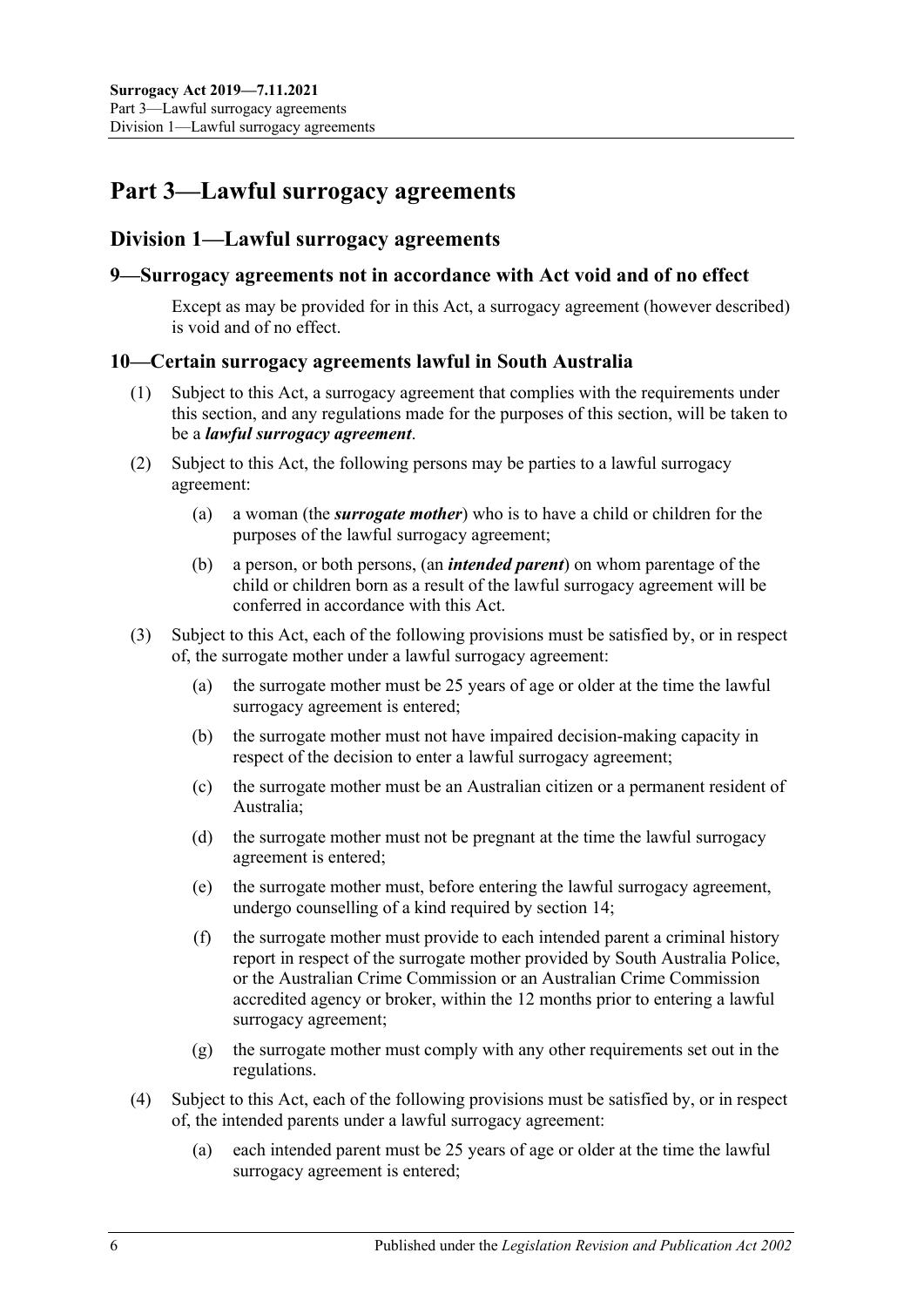# Part 3—Lawful surrogacy agreements

## Division 1—Lawful surrogacy agreements

### 9—Surrogacy agreements not in accordance with Act void and of no effect

Except as may be provided for in this Act, a surrogacy agreement (however described) is void and of no effect.

### 10—Certain surrogacy agreements lawful in South Australia

(1) Subject to this Act, a surrogacy agreement that complies with the requirements under this section, and any regulations made for the purposes of this section, will be taken to be a ***lawful surrogacy agreement***.

(2) Subject to this Act, the following persons may be parties to a lawful surrogacy agreement:

- (a) a woman (the ***surrogate mother***) who is to have a child or children for the purposes of the lawful surrogacy agreement;
- (b) a person, or both persons, (an ***intended parent***) on whom parentage of the child or children born as a result of the lawful surrogacy agreement will be conferred in accordance with this Act.

(3) Subject to this Act, each of the following provisions must be satisfied by, or in respect of, the surrogate mother under a lawful surrogacy agreement:

- (a) the surrogate mother must be 25 years of age or older at the time the lawful surrogacy agreement is entered;
- (b) the surrogate mother must not have impaired decision-making capacity in respect of the decision to enter a lawful surrogacy agreement;
- (c) the surrogate mother must be an Australian citizen or a permanent resident of Australia;
- (d) the surrogate mother must not be pregnant at the time the lawful surrogacy agreement is entered;
- (e) the surrogate mother must, before entering the lawful surrogacy agreement, undergo counselling of a kind required by section 14;
- (f) the surrogate mother must provide to each intended parent a criminal history report in respect of the surrogate mother provided by South Australia Police, or the Australian Crime Commission or an Australian Crime Commission accredited agency or broker, within the 12 months prior to entering a lawful surrogacy agreement;
- (g) the surrogate mother must comply with any other requirements set out in the regulations.

(4) Subject to this Act, each of the following provisions must be satisfied by, or in respect of, the intended parents under a lawful surrogacy agreement:

- (a) each intended parent must be 25 years of age or older at the time the lawful surrogacy agreement is entered;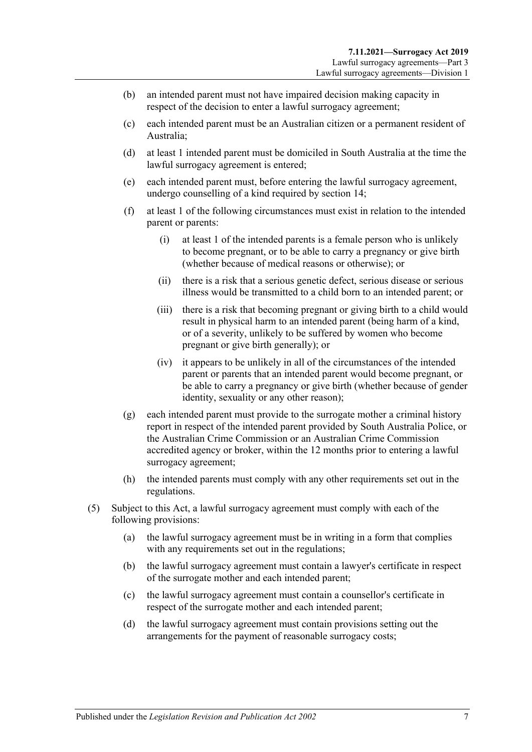(b) an intended parent must not have impaired decision making capacity in respect of the decision to enter a lawful surrogacy agreement;

(c) each intended parent must be an Australian citizen or a permanent resident of Australia;

(d) at least 1 intended parent must be domiciled in South Australia at the time the lawful surrogacy agreement is entered;

(e) each intended parent must, before entering the lawful surrogacy agreement, undergo counselling of a kind required by section 14;

(f) at least 1 of the following circumstances must exist in relation to the intended parent or parents:

  (i) at least 1 of the intended parents is a female person who is unlikely to become pregnant, or to be able to carry a pregnancy or give birth (whether because of medical reasons or otherwise); or

  (ii) there is a risk that a serious genetic defect, serious disease or serious illness would be transmitted to a child born to an intended parent; or

  (iii) there is a risk that becoming pregnant or giving birth to a child would result in physical harm to an intended parent (being harm of a kind, or of a severity, unlikely to be suffered by women who become pregnant or give birth generally); or

  (iv) it appears to be unlikely in all of the circumstances of the intended parent or parents that an intended parent would become pregnant, or be able to carry a pregnancy or give birth (whether because of gender identity, sexuality or any other reason);

(g) each intended parent must provide to the surrogate mother a criminal history report in respect of the intended parent provided by South Australia Police, or the Australian Crime Commission or an Australian Crime Commission accredited agency or broker, within the 12 months prior to entering a lawful surrogacy agreement;

(h) the intended parents must comply with any other requirements set out in the regulations.

(5) Subject to this Act, a lawful surrogacy agreement must comply with each of the following provisions:

(a) the lawful surrogacy agreement must be in writing in a form that complies with any requirements set out in the regulations;

(b) the lawful surrogacy agreement must contain a lawyer's certificate in respect of the surrogate mother and each intended parent;

(c) the lawful surrogacy agreement must contain a counsellor's certificate in respect of the surrogate mother and each intended parent;

(d) the lawful surrogacy agreement must contain provisions setting out the arrangements for the payment of reasonable surrogacy costs;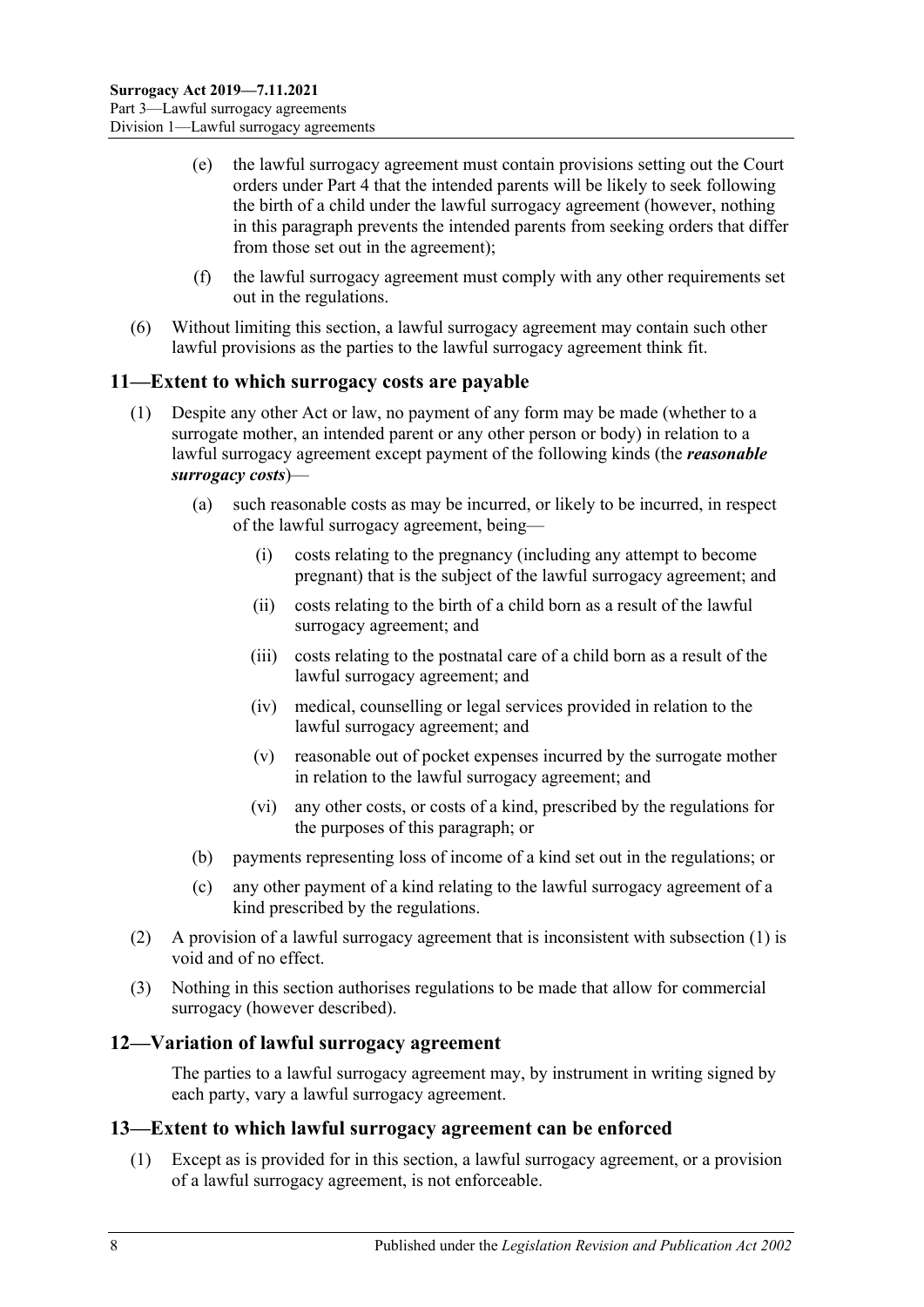(e) the lawful surrogacy agreement must contain provisions setting out the Court orders under Part 4 that the intended parents will be likely to seek following the birth of a child under the lawful surrogacy agreement (however, nothing in this paragraph prevents the intended parents from seeking orders that differ from those set out in the agreement);

(f) the lawful surrogacy agreement must comply with any other requirements set out in the regulations.

(6) Without limiting this section, a lawful surrogacy agreement may contain such other lawful provisions as the parties to the lawful surrogacy agreement think fit.

## 11—Extent to which surrogacy costs are payable

(1) Despite any other Act or law, no payment of any form may be made (whether to a surrogate mother, an intended parent or any other person or body) in relation to a lawful surrogacy agreement except payment of the following kinds (the ***reasonable surrogacy costs***)—

(a) such reasonable costs as may be incurred, or likely to be incurred, in respect of the lawful surrogacy agreement, being—

(i) costs relating to the pregnancy (including any attempt to become pregnant) that is the subject of the lawful surrogacy agreement; and

(ii) costs relating to the birth of a child born as a result of the lawful surrogacy agreement; and

(iii) costs relating to the postnatal care of a child born as a result of the lawful surrogacy agreement; and

(iv) medical, counselling or legal services provided in relation to the lawful surrogacy agreement; and

(v) reasonable out of pocket expenses incurred by the surrogate mother in relation to the lawful surrogacy agreement; and

(vi) any other costs, or costs of a kind, prescribed by the regulations for the purposes of this paragraph; or

(b) payments representing loss of income of a kind set out in the regulations; or

(c) any other payment of a kind relating to the lawful surrogacy agreement of a kind prescribed by the regulations.

(2) A provision of a lawful surrogacy agreement that is inconsistent with subsection (1) is void and of no effect.

(3) Nothing in this section authorises regulations to be made that allow for commercial surrogacy (however described).

## 12—Variation of lawful surrogacy agreement

The parties to a lawful surrogacy agreement may, by instrument in writing signed by each party, vary a lawful surrogacy agreement.

## 13—Extent to which lawful surrogacy agreement can be enforced

(1) Except as is provided for in this section, a lawful surrogacy agreement, or a provision of a lawful surrogacy agreement, is not enforceable.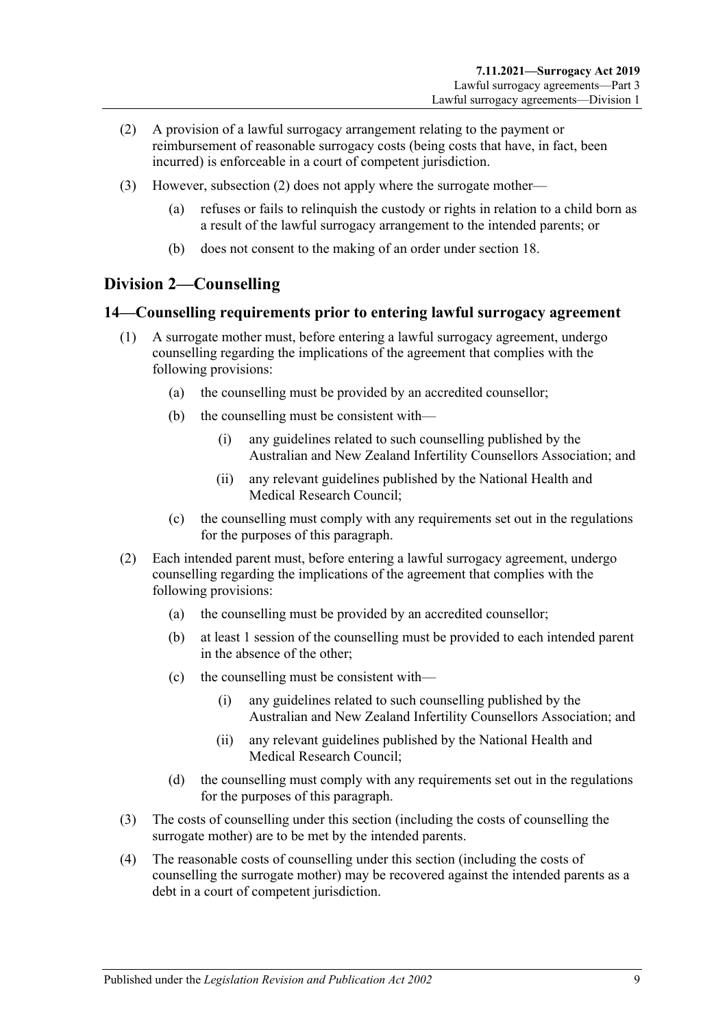(2) A provision of a lawful surrogacy arrangement relating to the payment or reimbursement of reasonable surrogacy costs (being costs that have, in fact, been incurred) is enforceable in a court of competent jurisdiction.

(3) However, subsection (2) does not apply where the surrogate mother—

(a) refuses or fails to relinquish the custody or rights in relation to a child born as a result of the lawful surrogacy arrangement to the intended parents; or

(b) does not consent to the making of an order under section 18.

## Division 2—Counselling

### 14—Counselling requirements prior to entering lawful surrogacy agreement

(1) A surrogate mother must, before entering a lawful surrogacy agreement, undergo counselling regarding the implications of the agreement that complies with the following provisions:

(a) the counselling must be provided by an accredited counsellor;

(b) the counselling must be consistent with—

(i) any guidelines related to such counselling published by the Australian and New Zealand Infertility Counsellors Association; and

(ii) any relevant guidelines published by the National Health and Medical Research Council;

(c) the counselling must comply with any requirements set out in the regulations for the purposes of this paragraph.

(2) Each intended parent must, before entering a lawful surrogacy agreement, undergo counselling regarding the implications of the agreement that complies with the following provisions:

(a) the counselling must be provided by an accredited counsellor;

(b) at least 1 session of the counselling must be provided to each intended parent in the absence of the other;

(c) the counselling must be consistent with—

(i) any guidelines related to such counselling published by the Australian and New Zealand Infertility Counsellors Association; and

(ii) any relevant guidelines published by the National Health and Medical Research Council;

(d) the counselling must comply with any requirements set out in the regulations for the purposes of this paragraph.

(3) The costs of counselling under this section (including the costs of counselling the surrogate mother) are to be met by the intended parents.

(4) The reasonable costs of counselling under this section (including the costs of counselling the surrogate mother) may be recovered against the intended parents as a debt in a court of competent jurisdiction.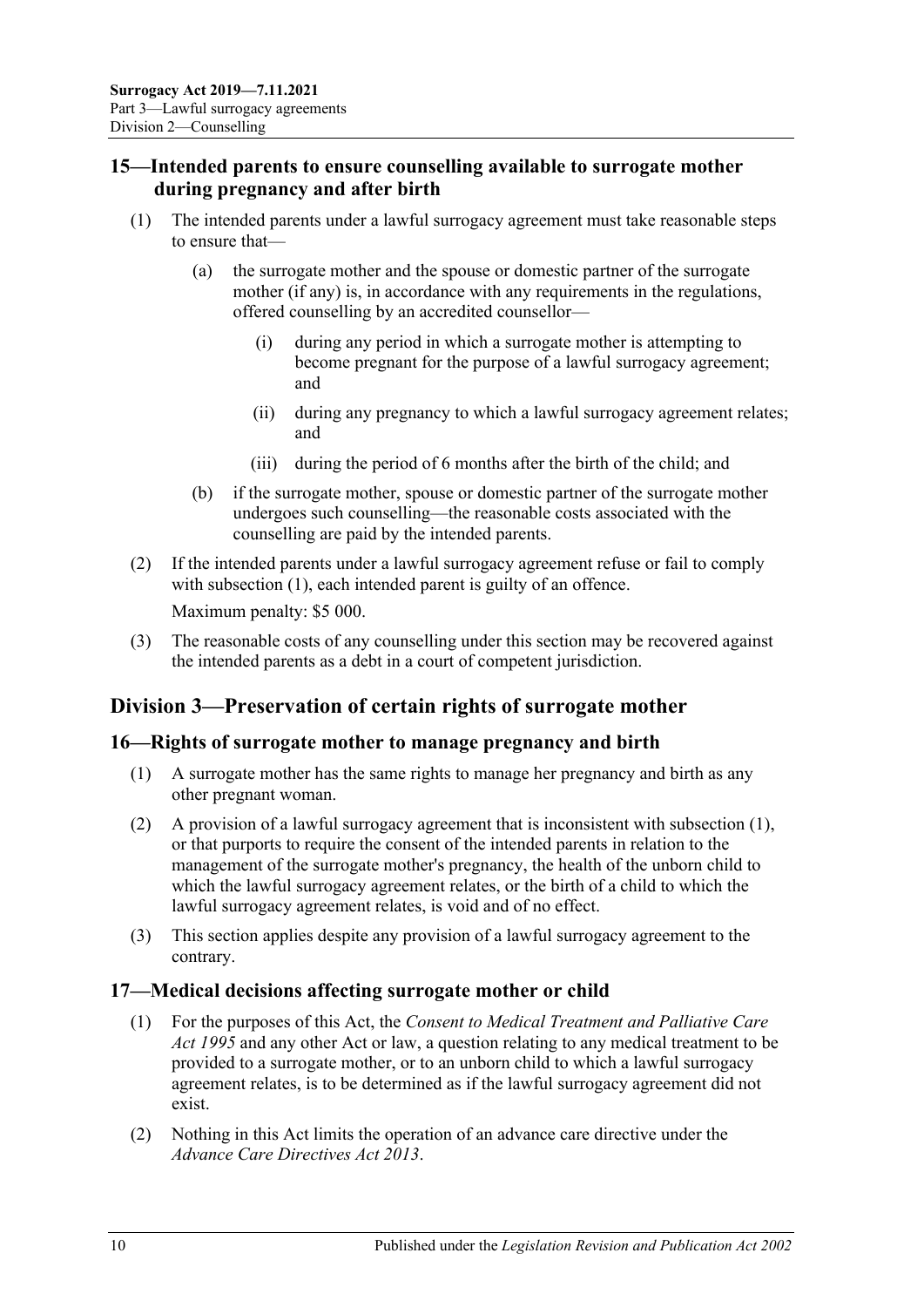## 15—Intended parents to ensure counselling available to surrogate mother during pregnancy and after birth

(1) The intended parents under a lawful surrogacy agreement must take reasonable steps to ensure that—

(a) the surrogate mother and the spouse or domestic partner of the surrogate mother (if any) is, in accordance with any requirements in the regulations, offered counselling by an accredited counsellor—

(i) during any period in which a surrogate mother is attempting to become pregnant for the purpose of a lawful surrogacy agreement; and

(ii) during any pregnancy to which a lawful surrogacy agreement relates; and

(iii) during the period of 6 months after the birth of the child; and

(b) if the surrogate mother, spouse or domestic partner of the surrogate mother undergoes such counselling—the reasonable costs associated with the counselling are paid by the intended parents.

(2) If the intended parents under a lawful surrogacy agreement refuse or fail to comply with subsection (1), each intended parent is guilty of an offence.

Maximum penalty: $5 000.

(3) The reasonable costs of any counselling under this section may be recovered against the intended parents as a debt in a court of competent jurisdiction.

# Division 3—Preservation of certain rights of surrogate mother

## 16—Rights of surrogate mother to manage pregnancy and birth

(1) A surrogate mother has the same rights to manage her pregnancy and birth as any other pregnant woman.

(2) A provision of a lawful surrogacy agreement that is inconsistent with subsection (1), or that purports to require the consent of the intended parents in relation to the management of the surrogate mother's pregnancy, the health of the unborn child to which the lawful surrogacy agreement relates, or the birth of a child to which the lawful surrogacy agreement relates, is void and of no effect.

(3) This section applies despite any provision of a lawful surrogacy agreement to the contrary.

## 17—Medical decisions affecting surrogate mother or child

(1) For the purposes of this Act, the *Consent to Medical Treatment and Palliative Care Act 1995* and any other Act or law, a question relating to any medical treatment to be provided to a surrogate mother, or to an unborn child to which a lawful surrogacy agreement relates, is to be determined as if the lawful surrogacy agreement did not exist.

(2) Nothing in this Act limits the operation of an advance care directive under the *Advance Care Directives Act 2013*.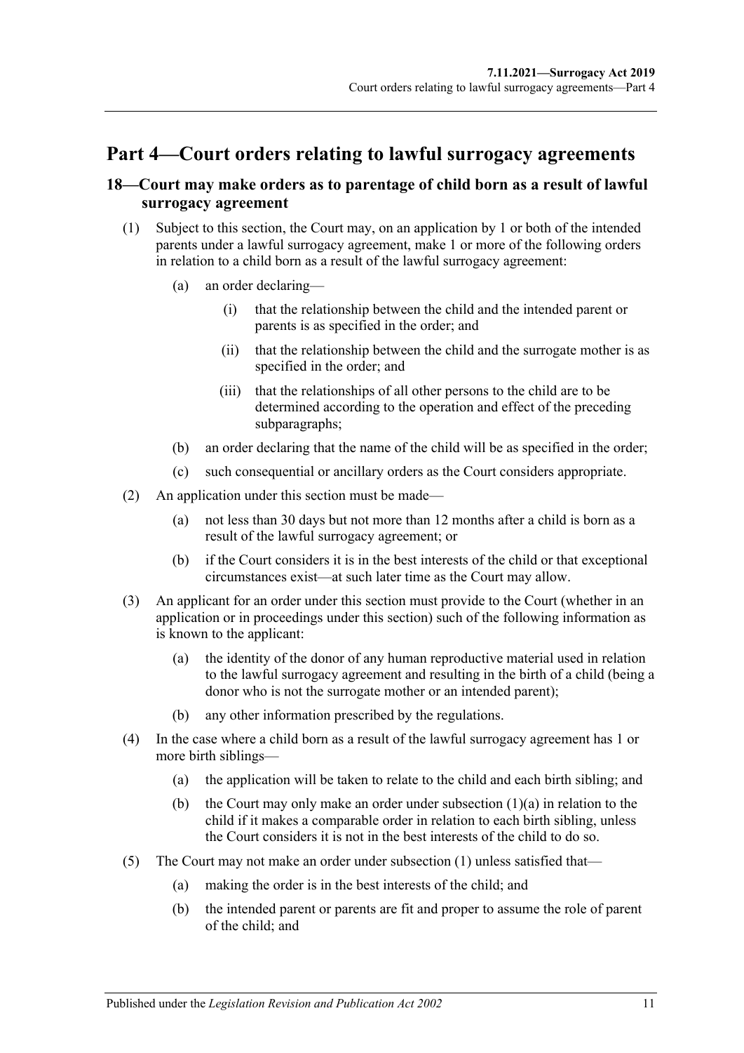# Part 4—Court orders relating to lawful surrogacy agreements

## 18—Court may make orders as to parentage of child born as a result of lawful surrogacy agreement

(1) Subject to this section, the Court may, on an application by 1 or both of the intended parents under a lawful surrogacy agreement, make 1 or more of the following orders in relation to a child born as a result of the lawful surrogacy agreement:

- (a) an order declaring—
  - (i) that the relationship between the child and the intended parent or parents is as specified in the order; and
  - (ii) that the relationship between the child and the surrogate mother is as specified in the order; and
  - (iii) that the relationships of all other persons to the child are to be determined according to the operation and effect of the preceding subparagraphs;
- (b) an order declaring that the name of the child will be as specified in the order;
- (c) such consequential or ancillary orders as the Court considers appropriate.

(2) An application under this section must be made—

- (a) not less than 30 days but not more than 12 months after a child is born as a result of the lawful surrogacy agreement; or
- (b) if the Court considers it is in the best interests of the child or that exceptional circumstances exist—at such later time as the Court may allow.

(3) An applicant for an order under this section must provide to the Court (whether in an application or in proceedings under this section) such of the following information as is known to the applicant:

- (a) the identity of the donor of any human reproductive material used in relation to the lawful surrogacy agreement and resulting in the birth of a child (being a donor who is not the surrogate mother or an intended parent);
- (b) any other information prescribed by the regulations.

(4) In the case where a child born as a result of the lawful surrogacy agreement has 1 or more birth siblings—

- (a) the application will be taken to relate to the child and each birth sibling; and
- (b) the Court may only make an order under subsection (1)(a) in relation to the child if it makes a comparable order in relation to each birth sibling, unless the Court considers it is not in the best interests of the child to do so.

(5) The Court may not make an order under subsection (1) unless satisfied that—

- (a) making the order is in the best interests of the child; and
- (b) the intended parent or parents are fit and proper to assume the role of parent of the child; and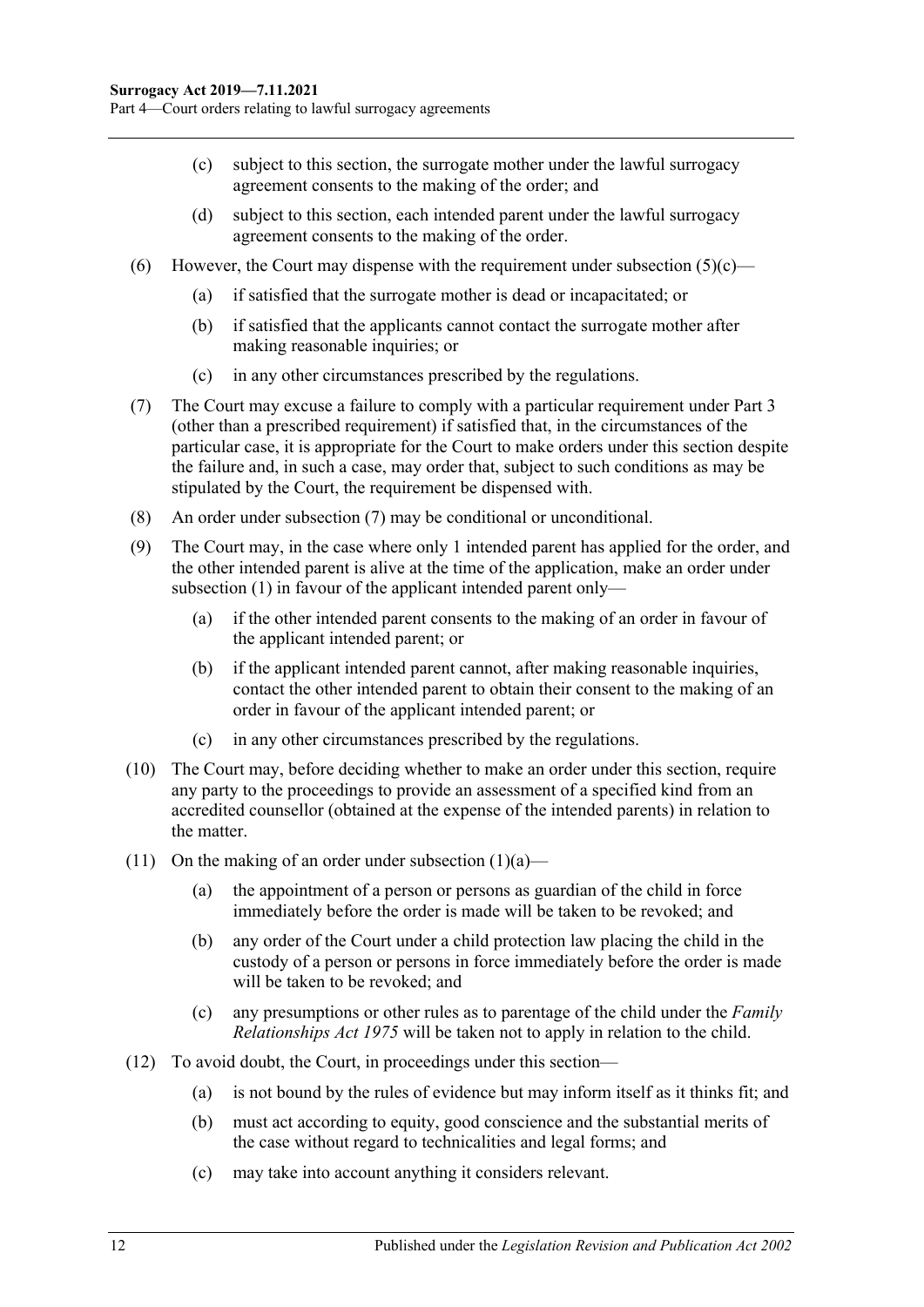(c) subject to this section, the surrogate mother under the lawful surrogacy agreement consents to the making of the order; and

(d) subject to this section, each intended parent under the lawful surrogacy agreement consents to the making of the order.

(6) However, the Court may dispense with the requirement under subsection (5)(c)—

(a) if satisfied that the surrogate mother is dead or incapacitated; or

(b) if satisfied that the applicants cannot contact the surrogate mother after making reasonable inquiries; or

(c) in any other circumstances prescribed by the regulations.

(7) The Court may excuse a failure to comply with a particular requirement under Part 3 (other than a prescribed requirement) if satisfied that, in the circumstances of the particular case, it is appropriate for the Court to make orders under this section despite the failure and, in such a case, may order that, subject to such conditions as may be stipulated by the Court, the requirement be dispensed with.

(8) An order under subsection (7) may be conditional or unconditional.

(9) The Court may, in the case where only 1 intended parent has applied for the order, and the other intended parent is alive at the time of the application, make an order under subsection (1) in favour of the applicant intended parent only—

(a) if the other intended parent consents to the making of an order in favour of the applicant intended parent; or

(b) if the applicant intended parent cannot, after making reasonable inquiries, contact the other intended parent to obtain their consent to the making of an order in favour of the applicant intended parent; or

(c) in any other circumstances prescribed by the regulations.

(10) The Court may, before deciding whether to make an order under this section, require any party to the proceedings to provide an assessment of a specified kind from an accredited counsellor (obtained at the expense of the intended parents) in relation to the matter.

(11) On the making of an order under subsection (1)(a)—

(a) the appointment of a person or persons as guardian of the child in force immediately before the order is made will be taken to be revoked; and

(b) any order of the Court under a child protection law placing the child in the custody of a person or persons in force immediately before the order is made will be taken to be revoked; and

(c) any presumptions or other rules as to parentage of the child under the *Family Relationships Act 1975* will be taken not to apply in relation to the child.

(12) To avoid doubt, the Court, in proceedings under this section—

(a) is not bound by the rules of evidence but may inform itself as it thinks fit; and

(b) must act according to equity, good conscience and the substantial merits of the case without regard to technicalities and legal forms; and

(c) may take into account anything it considers relevant.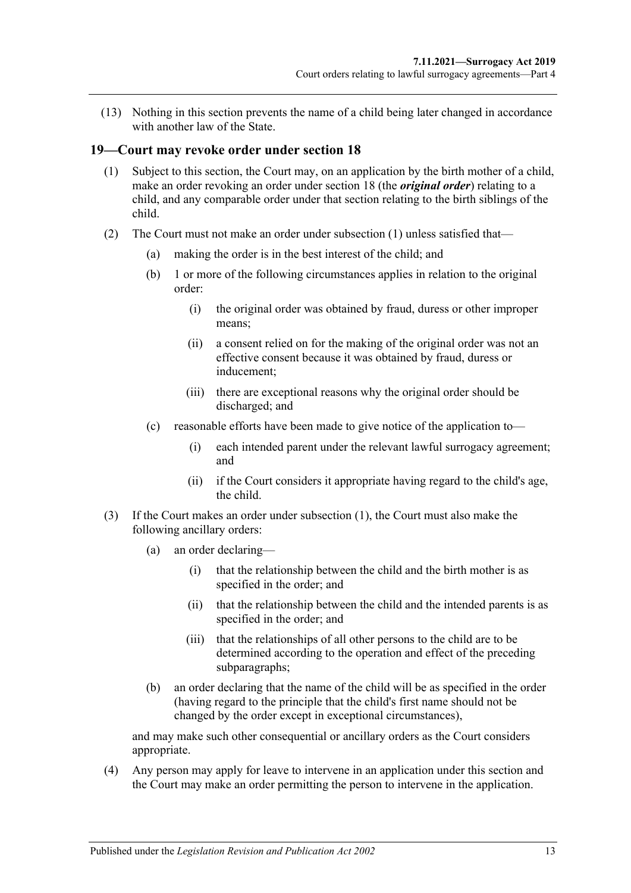(13) Nothing in this section prevents the name of a child being later changed in accordance with another law of the State.

## 19—Court may revoke order under section 18

(1) Subject to this section, the Court may, on an application by the birth mother of a child, make an order revoking an order under section 18 (the ***original order***) relating to a child, and any comparable order under that section relating to the birth siblings of the child.

(2) The Court must not make an order under subsection (1) unless satisfied that—

(a) making the order is in the best interest of the child; and

(b) 1 or more of the following circumstances applies in relation to the original order:

(i) the original order was obtained by fraud, duress or other improper means;

(ii) a consent relied on for the making of the original order was not an effective consent because it was obtained by fraud, duress or inducement;

(iii) there are exceptional reasons why the original order should be discharged; and

(c) reasonable efforts have been made to give notice of the application to—

(i) each intended parent under the relevant lawful surrogacy agreement; and

(ii) if the Court considers it appropriate having regard to the child's age, the child.

(3) If the Court makes an order under subsection (1), the Court must also make the following ancillary orders:

(a) an order declaring—

(i) that the relationship between the child and the birth mother is as specified in the order; and

(ii) that the relationship between the child and the intended parents is as specified in the order; and

(iii) that the relationships of all other persons to the child are to be determined according to the operation and effect of the preceding subparagraphs;

(b) an order declaring that the name of the child will be as specified in the order (having regard to the principle that the child's first name should not be changed by the order except in exceptional circumstances),

and may make such other consequential or ancillary orders as the Court considers appropriate.

(4) Any person may apply for leave to intervene in an application under this section and the Court may make an order permitting the person to intervene in the application.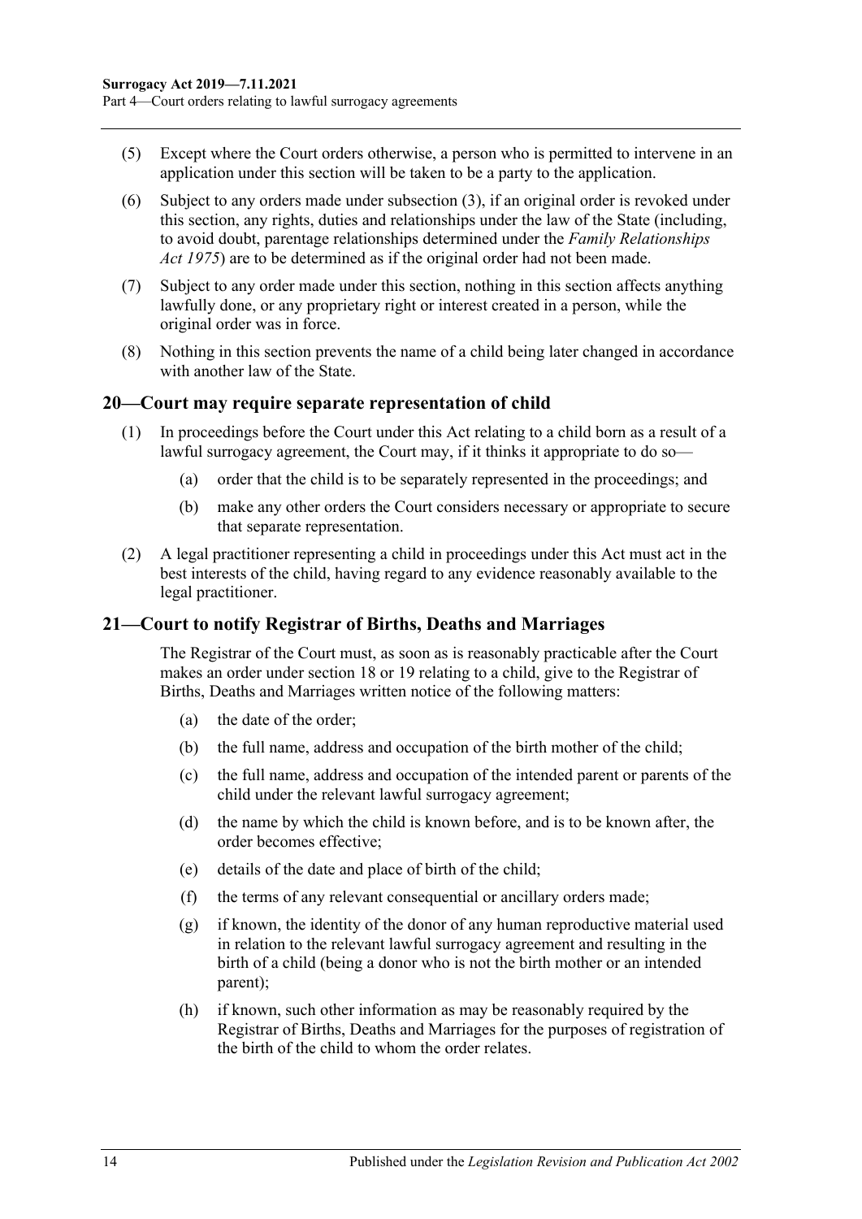(5) Except where the Court orders otherwise, a person who is permitted to intervene in an application under this section will be taken to be a party to the application.

(6) Subject to any orders made under subsection (3), if an original order is revoked under this section, any rights, duties and relationships under the law of the State (including, to avoid doubt, parentage relationships determined under the *Family Relationships Act 1975*) are to be determined as if the original order had not been made.

(7) Subject to any order made under this section, nothing in this section affects anything lawfully done, or any proprietary right or interest created in a person, while the original order was in force.

(8) Nothing in this section prevents the name of a child being later changed in accordance with another law of the State.

## 20—Court may require separate representation of child

(1) In proceedings before the Court under this Act relating to a child born as a result of a lawful surrogacy agreement, the Court may, if it thinks it appropriate to do so—

(a) order that the child is to be separately represented in the proceedings; and

(b) make any other orders the Court considers necessary or appropriate to secure that separate representation.

(2) A legal practitioner representing a child in proceedings under this Act must act in the best interests of the child, having regard to any evidence reasonably available to the legal practitioner.

## 21—Court to notify Registrar of Births, Deaths and Marriages

The Registrar of the Court must, as soon as is reasonably practicable after the Court makes an order under section 18 or 19 relating to a child, give to the Registrar of Births, Deaths and Marriages written notice of the following matters:

(a) the date of the order;

(b) the full name, address and occupation of the birth mother of the child;

(c) the full name, address and occupation of the intended parent or parents of the child under the relevant lawful surrogacy agreement;

(d) the name by which the child is known before, and is to be known after, the order becomes effective;

(e) details of the date and place of birth of the child;

(f) the terms of any relevant consequential or ancillary orders made;

(g) if known, the identity of the donor of any human reproductive material used in relation to the relevant lawful surrogacy agreement and resulting in the birth of a child (being a donor who is not the birth mother or an intended parent);

(h) if known, such other information as may be reasonably required by the Registrar of Births, Deaths and Marriages for the purposes of registration of the birth of the child to whom the order relates.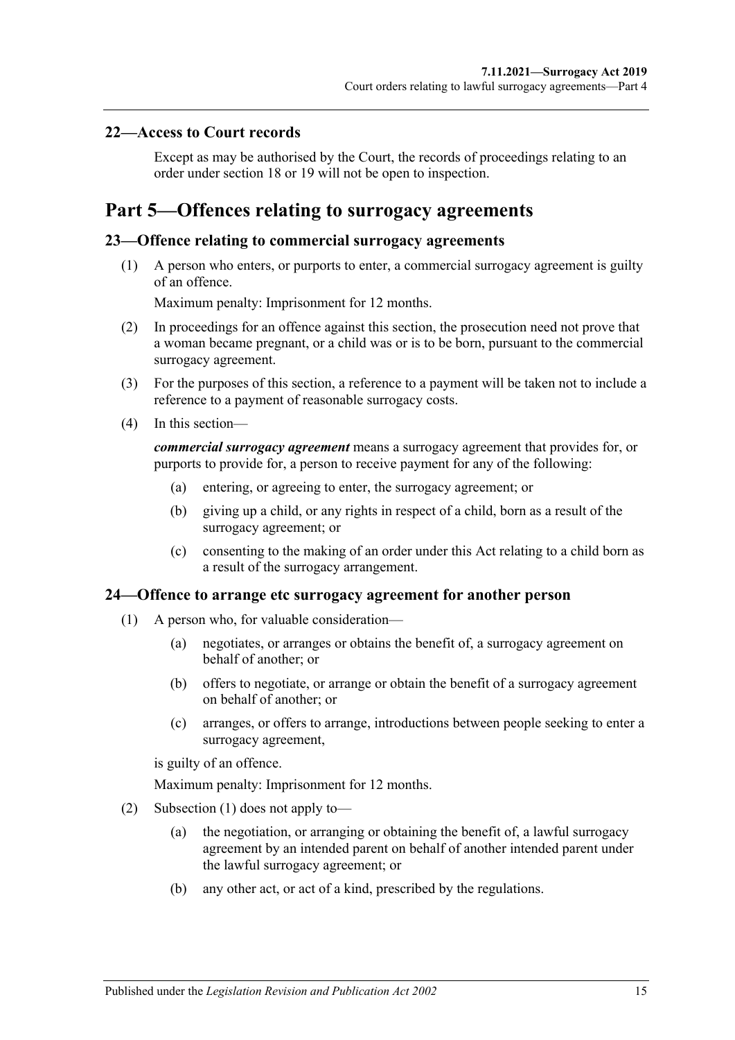### 22—Access to Court records

Except as may be authorised by the Court, the records of proceedings relating to an order under section 18 or 19 will not be open to inspection.

## Part 5—Offences relating to surrogacy agreements

### 23—Offence relating to commercial surrogacy agreements

(1) A person who enters, or purports to enter, a commercial surrogacy agreement is guilty of an offence.

Maximum penalty: Imprisonment for 12 months.

(2) In proceedings for an offence against this section, the prosecution need not prove that a woman became pregnant, or a child was or is to be born, pursuant to the commercial surrogacy agreement.

(3) For the purposes of this section, a reference to a payment will be taken not to include a reference to a payment of reasonable surrogacy costs.

(4) In this section—

***commercial surrogacy agreement*** means a surrogacy agreement that provides for, or purports to provide for, a person to receive payment for any of the following:

- (a) entering, or agreeing to enter, the surrogacy agreement; or
- (b) giving up a child, or any rights in respect of a child, born as a result of the surrogacy agreement; or
- (c) consenting to the making of an order under this Act relating to a child born as a result of the surrogacy arrangement.

### 24—Offence to arrange etc surrogacy agreement for another person

(1) A person who, for valuable consideration—

- (a) negotiates, or arranges or obtains the benefit of, a surrogacy agreement on behalf of another; or
- (b) offers to negotiate, or arrange or obtain the benefit of a surrogacy agreement on behalf of another; or
- (c) arranges, or offers to arrange, introductions between people seeking to enter a surrogacy agreement,

is guilty of an offence.

Maximum penalty: Imprisonment for 12 months.

(2) Subsection (1) does not apply to—

- (a) the negotiation, or arranging or obtaining the benefit of, a lawful surrogacy agreement by an intended parent on behalf of another intended parent under the lawful surrogacy agreement; or
- (b) any other act, or act of a kind, prescribed by the regulations.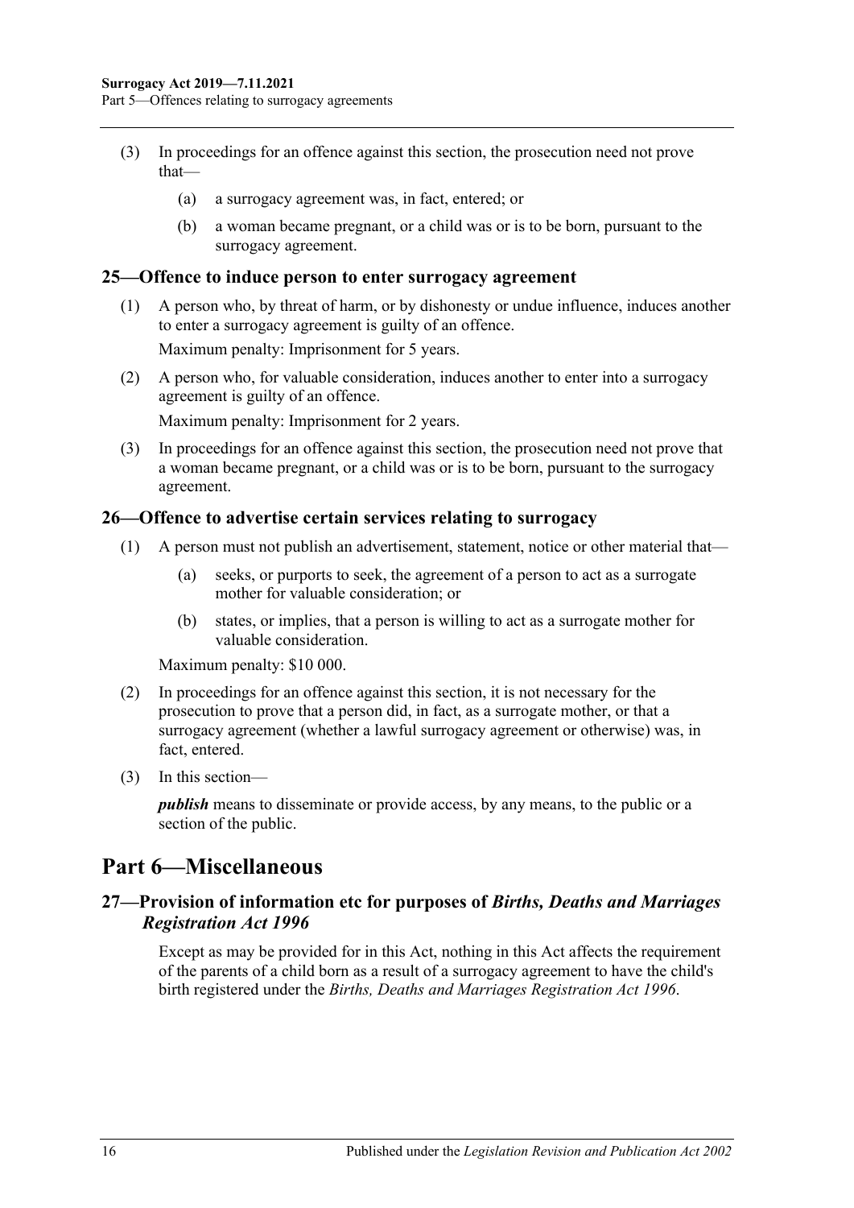(3) In proceedings for an offence against this section, the prosecution need not prove that—

(a) a surrogacy agreement was, in fact, entered; or

(b) a woman became pregnant, or a child was or is to be born, pursuant to the surrogacy agreement.

### 25—Offence to induce person to enter surrogacy agreement

(1) A person who, by threat of harm, or by dishonesty or undue influence, induces another to enter a surrogacy agreement is guilty of an offence.

Maximum penalty: Imprisonment for 5 years.

(2) A person who, for valuable consideration, induces another to enter into a surrogacy agreement is guilty of an offence.

Maximum penalty: Imprisonment for 2 years.

(3) In proceedings for an offence against this section, the prosecution need not prove that a woman became pregnant, or a child was or is to be born, pursuant to the surrogacy agreement.

### 26—Offence to advertise certain services relating to surrogacy

(1) A person must not publish an advertisement, statement, notice or other material that—

(a) seeks, or purports to seek, the agreement of a person to act as a surrogate mother for valuable consideration; or

(b) states, or implies, that a person is willing to act as a surrogate mother for valuable consideration.

Maximum penalty: $10 000.

(2) In proceedings for an offence against this section, it is not necessary for the prosecution to prove that a person did, in fact, as a surrogate mother, or that a surrogacy agreement (whether a lawful surrogacy agreement or otherwise) was, in fact, entered.

(3) In this section—

***publish*** means to disseminate or provide access, by any means, to the public or a section of the public.

## Part 6—Miscellaneous

### 27—Provision of information etc for purposes of *Births, Deaths and Marriages Registration Act 1996*

Except as may be provided for in this Act, nothing in this Act affects the requirement of the parents of a child born as a result of a surrogacy agreement to have the child's birth registered under the *Births, Deaths and Marriages Registration Act 1996*.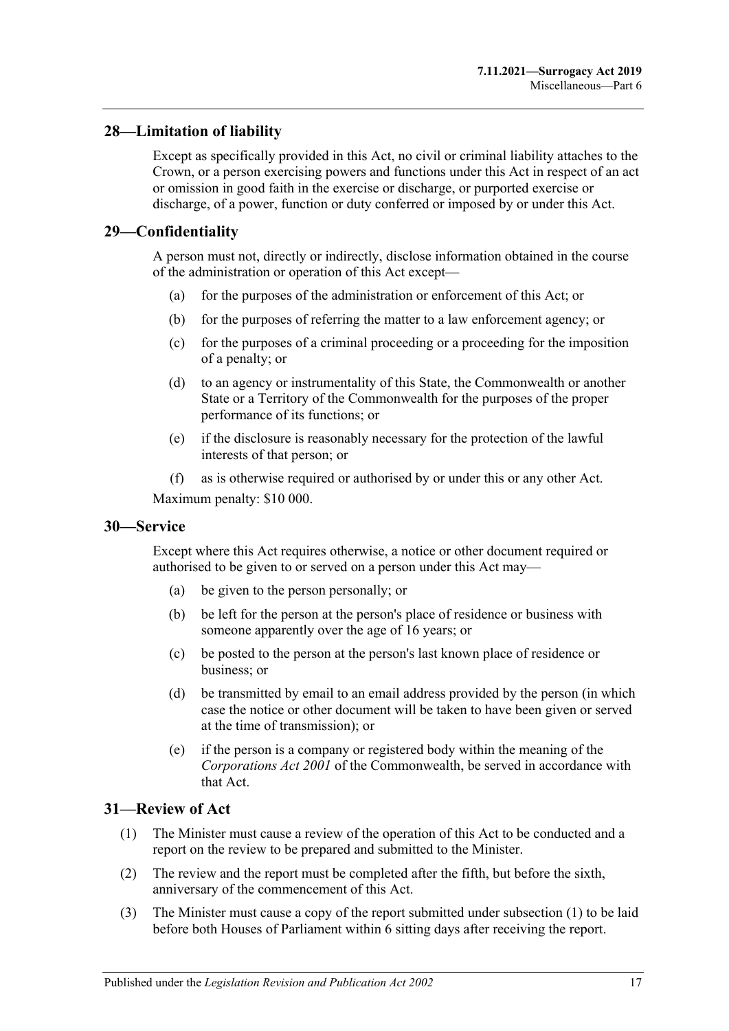## 28—Limitation of liability

Except as specifically provided in this Act, no civil or criminal liability attaches to the Crown, or a person exercising powers and functions under this Act in respect of an act or omission in good faith in the exercise or discharge, or purported exercise or discharge, of a power, function or duty conferred or imposed by or under this Act.

## 29—Confidentiality

A person must not, directly or indirectly, disclose information obtained in the course of the administration or operation of this Act except—

(a) for the purposes of the administration or enforcement of this Act; or

(b) for the purposes of referring the matter to a law enforcement agency; or

(c) for the purposes of a criminal proceeding or a proceeding for the imposition of a penalty; or

(d) to an agency or instrumentality of this State, the Commonwealth or another State or a Territory of the Commonwealth for the purposes of the proper performance of its functions; or

(e) if the disclosure is reasonably necessary for the protection of the lawful interests of that person; or

(f) as is otherwise required or authorised by or under this or any other Act.

Maximum penalty: $10 000.

## 30—Service

Except where this Act requires otherwise, a notice or other document required or authorised to be given to or served on a person under this Act may—

(a) be given to the person personally; or

(b) be left for the person at the person's place of residence or business with someone apparently over the age of 16 years; or

(c) be posted to the person at the person's last known place of residence or business; or

(d) be transmitted by email to an email address provided by the person (in which case the notice or other document will be taken to have been given or served at the time of transmission); or

(e) if the person is a company or registered body within the meaning of the *Corporations Act 2001* of the Commonwealth, be served in accordance with that Act.

## 31—Review of Act

(1) The Minister must cause a review of the operation of this Act to be conducted and a report on the review to be prepared and submitted to the Minister.

(2) The review and the report must be completed after the fifth, but before the sixth, anniversary of the commencement of this Act.

(3) The Minister must cause a copy of the report submitted under subsection (1) to be laid before both Houses of Parliament within 6 sitting days after receiving the report.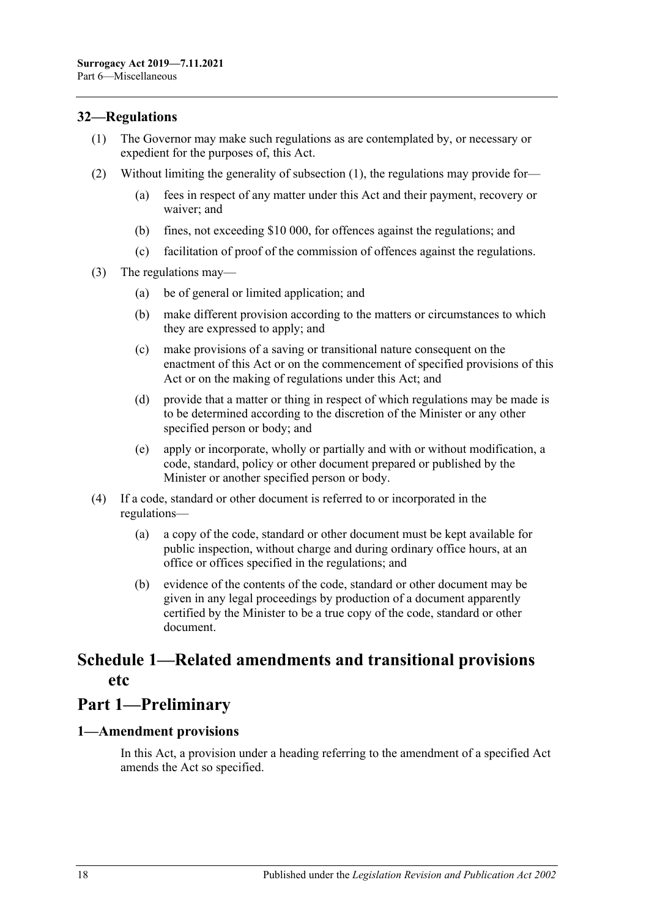### 32—Regulations

(1) The Governor may make such regulations as are contemplated by, or necessary or expedient for the purposes of, this Act.

(2) Without limiting the generality of subsection (1), the regulations may provide for—

(a) fees in respect of any matter under this Act and their payment, recovery or waiver; and

(b) fines, not exceeding $10 000, for offences against the regulations; and

(c) facilitation of proof of the commission of offences against the regulations.

(3) The regulations may—

(a) be of general or limited application; and

(b) make different provision according to the matters or circumstances to which they are expressed to apply; and

(c) make provisions of a saving or transitional nature consequent on the enactment of this Act or on the commencement of specified provisions of this Act or on the making of regulations under this Act; and

(d) provide that a matter or thing in respect of which regulations may be made is to be determined according to the discretion of the Minister or any other specified person or body; and

(e) apply or incorporate, wholly or partially and with or without modification, a code, standard, policy or other document prepared or published by the Minister or another specified person or body.

(4) If a code, standard or other document is referred to or incorporated in the regulations—

(a) a copy of the code, standard or other document must be kept available for public inspection, without charge and during ordinary office hours, at an office or offices specified in the regulations; and

(b) evidence of the contents of the code, standard or other document may be given in any legal proceedings by production of a document apparently certified by the Minister to be a true copy of the code, standard or other document.

# Schedule 1—Related amendments and transitional provisions etc

# Part 1—Preliminary

### 1—Amendment provisions

In this Act, a provision under a heading referring to the amendment of a specified Act amends the Act so specified.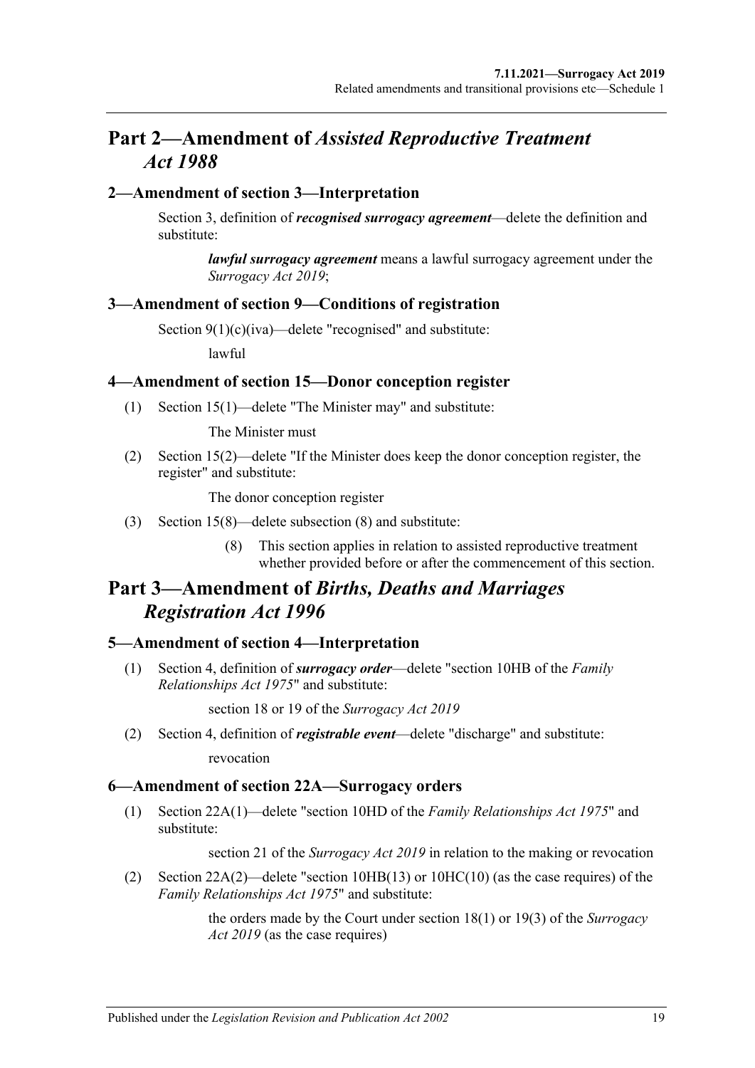## Part 2—Amendment of *Assisted Reproductive Treatment Act 1988*

### 2—Amendment of section 3—Interpretation

Section 3, definition of ***recognised surrogacy agreement***—delete the definition and substitute:

> ***lawful surrogacy agreement*** means a lawful surrogacy agreement under the *Surrogacy Act 2019*;

### 3—Amendment of section 9—Conditions of registration

Section 9(1)(c)(iva)—delete "recognised" and substitute:

> lawful

### 4—Amendment of section 15—Donor conception register

(1) Section 15(1)—delete "The Minister may" and substitute:

> The Minister must

(2) Section 15(2)—delete "If the Minister does keep the donor conception register, the register" and substitute:

> The donor conception register

(3) Section 15(8)—delete subsection (8) and substitute:

> (8) This section applies in relation to assisted reproductive treatment whether provided before or after the commencement of this section.

## Part 3—Amendment of *Births, Deaths and Marriages Registration Act 1996*

### 5—Amendment of section 4—Interpretation

(1) Section 4, definition of ***surrogacy order***—delete "section 10HB of the *Family Relationships Act 1975*" and substitute:

> section 18 or 19 of the *Surrogacy Act 2019*

(2) Section 4, definition of ***registrable event***—delete "discharge" and substitute:

> revocation

### 6—Amendment of section 22A—Surrogacy orders

(1) Section 22A(1)—delete "section 10HD of the *Family Relationships Act 1975*" and substitute:

> section 21 of the *Surrogacy Act 2019* in relation to the making or revocation

(2) Section 22A(2)—delete "section 10HB(13) or 10HC(10) (as the case requires) of the *Family Relationships Act 1975*" and substitute:

> the orders made by the Court under section 18(1) or 19(3) of the *Surrogacy Act 2019* (as the case requires)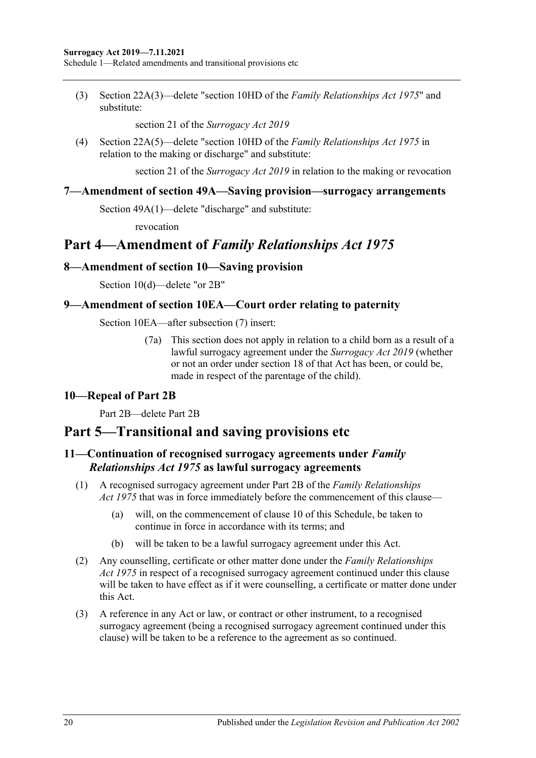(3) Section 22A(3)—delete "section 10HD of the *Family Relationships Act 1975*" and substitute:

section 21 of the *Surrogacy Act 2019*

(4) Section 22A(5)—delete "section 10HD of the *Family Relationships Act 1975* in relation to the making or discharge" and substitute:

section 21 of the *Surrogacy Act 2019* in relation to the making or revocation

### 7—Amendment of section 49A—Saving provision—surrogacy arrangements

Section 49A(1)—delete "discharge" and substitute:

revocation

## Part 4—Amendment of *Family Relationships Act 1975*

### 8—Amendment of section 10—Saving provision

Section 10(d)—delete "or 2B"

### 9—Amendment of section 10EA—Court order relating to paternity

Section 10EA—after subsection (7) insert:

(7a) This section does not apply in relation to a child born as a result of a lawful surrogacy agreement under the *Surrogacy Act 2019* (whether or not an order under section 18 of that Act has been, or could be, made in respect of the parentage of the child).

### 10—Repeal of Part 2B

Part 2B—delete Part 2B

## Part 5—Transitional and saving provisions etc

### 11—Continuation of recognised surrogacy agreements under *Family Relationships Act 1975* as lawful surrogacy agreements

(1) A recognised surrogacy agreement under Part 2B of the *Family Relationships Act 1975* that was in force immediately before the commencement of this clause—

(a) will, on the commencement of clause 10 of this Schedule, be taken to continue in force in accordance with its terms; and

(b) will be taken to be a lawful surrogacy agreement under this Act.

(2) Any counselling, certificate or other matter done under the *Family Relationships Act 1975* in respect of a recognised surrogacy agreement continued under this clause will be taken to have effect as if it were counselling, a certificate or matter done under this Act.

(3) A reference in any Act or law, or contract or other instrument, to a recognised surrogacy agreement (being a recognised surrogacy agreement continued under this clause) will be taken to be a reference to the agreement as so continued.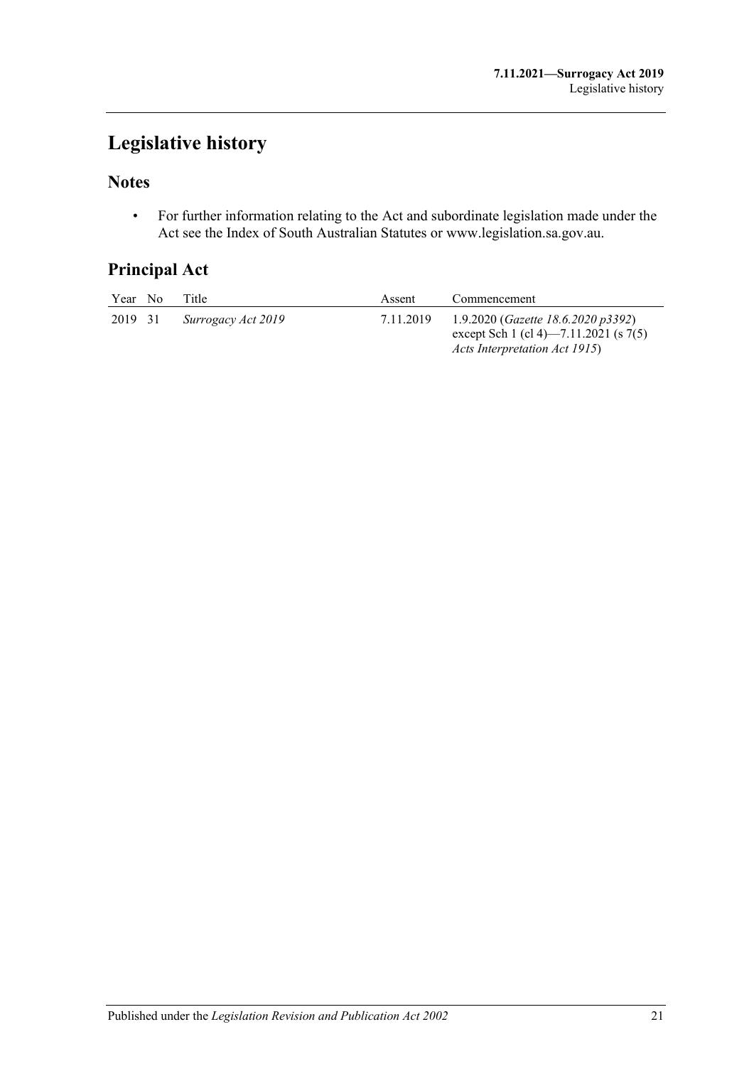# Legislative history

## Notes

- For further information relating to the Act and subordinate legislation made under the Act see the Index of South Australian Statutes or www.legislation.sa.gov.au.

## Principal Act

| Year | No | Title | Assent | Commencement |
|---|---|---|---|---|
| 2019 | 31 | *Surrogacy Act 2019* | 7.11.2019 | 1.9.2020 (*Gazette 18.6.2020 p3392*) except Sch 1 (cl 4)—7.11.2021 (s 7(5) *Acts Interpretation Act 1915*) |